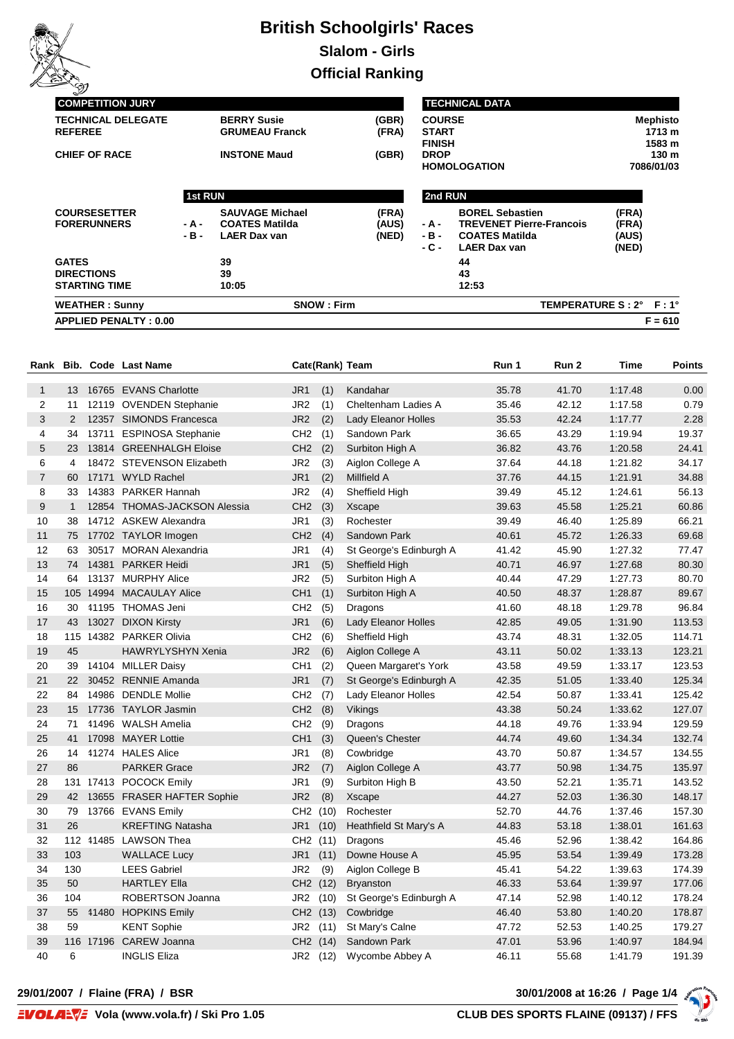# British Schoolgirls' Races

## Slalom - Girls

## Official Ranking

| COMPETITION JURY | | |
|---|---|---|
| TECHNICAL DELEGATE | BERRY Susie | (GBR) |
| REFEREE | GRUMEAU Franck | (FRA) |
| CHIEF OF RACE | INSTONE Maud | (GBR) |

| TECHNICAL DATA | |
|---|---|
| COURSE | Mephisto |
| START | 1713 m |
| FINISH | 1583 m |
| DROP | 130 m |
| HOMOLOGATION | 7086/01/03 |

| | 1st RUN | | 2nd RUN | |
|---|---|---|---|---|
| COURSESETTER | SAUVAGE Michael | (FRA) | BOREL Sebastien | (FRA) |
| FORERUNNERS | - A - COATES Matilda | (AUS) | - A - TREVENET Pierre-Francois | (FRA) |
| | - B - LAER Dax van | (NED) | - B - COATES Matilda | (AUS) |
| | | | - C - LAER Dax van | (NED) |
| GATES | 39 | | 44 | |
| DIRECTIONS | 39 | | 43 | |
| STARTING TIME | 10:05 | | 12:53 | |

WEATHER : Sunny — SNOW : Firm — TEMPERATURE S : 2° F : 1°

APPLIED PENALTY : 0.00 — F = 610

| Rank | Bib. | Code | Last Name | Cate(Rank) | Team | Run 1 | Run 2 | Time | Points |
|---|---|---|---|---|---|---|---|---|---|
| 1 | 13 | 16765 | EVANS Charlotte | JR1 (1) | Kandahar | 35.78 | 41.70 | 1:17.48 | 0.00 |
| 2 | 11 | 12119 | OVENDEN Stephanie | JR2 (1) | Cheltenham Ladies A | 35.46 | 42.12 | 1:17.58 | 0.79 |
| 3 | 2 | 12357 | SIMONDS Francesca | JR2 (2) | Lady Eleanor Holles | 35.53 | 42.24 | 1:17.77 | 2.28 |
| 4 | 34 | 13711 | ESPINOSA Stephanie | CH2 (1) | Sandown Park | 36.65 | 43.29 | 1:19.94 | 19.37 |
| 5 | 23 | 13814 | GREENHALGH Eloise | CH2 (2) | Surbiton High A | 36.82 | 43.76 | 1:20.58 | 24.41 |
| 6 | 4 | 18472 | STEVENSON Elizabeth | JR2 (3) | Aiglon College A | 37.64 | 44.18 | 1:21.82 | 34.17 |
| 7 | 60 | 17171 | WYLD Rachel | JR1 (2) | Millfield A | 37.76 | 44.15 | 1:21.91 | 34.88 |
| 8 | 33 | 14383 | PARKER Hannah | JR2 (4) | Sheffield High | 39.49 | 45.12 | 1:24.61 | 56.13 |
| 9 | 1 | 12854 | THOMAS-JACKSON Alessia | CH2 (3) | Xscape | 39.63 | 45.58 | 1:25.21 | 60.86 |
| 10 | 38 | 14712 | ASKEW Alexandra | JR1 (3) | Rochester | 39.49 | 46.40 | 1:25.89 | 66.21 |
| 11 | 75 | 17702 | TAYLOR Imogen | CH2 (4) | Sandown Park | 40.61 | 45.72 | 1:26.33 | 69.68 |
| 12 | 63 | 30517 | MORAN Alexandria | JR1 (4) | St George's Edinburgh A | 41.42 | 45.90 | 1:27.32 | 77.47 |
| 13 | 74 | 14381 | PARKER Heidi | JR1 (5) | Sheffield High | 40.71 | 46.97 | 1:27.68 | 80.30 |
| 14 | 64 | 13137 | MURPHY Alice | JR2 (5) | Surbiton High A | 40.44 | 47.29 | 1:27.73 | 80.70 |
| 15 | 105 | 14994 | MACAULAY Alice | CH1 (1) | Surbiton High A | 40.50 | 48.37 | 1:28.87 | 89.67 |
| 16 | 30 | 41195 | THOMAS Jeni | CH2 (5) | Dragons | 41.60 | 48.18 | 1:29.78 | 96.84 |
| 17 | 43 | 13027 | DIXON Kirsty | JR1 (6) | Lady Eleanor Holles | 42.85 | 49.05 | 1:31.90 | 113.53 |
| 18 | 115 | 14382 | PARKER Olivia | CH2 (6) | Sheffield High | 43.74 | 48.31 | 1:32.05 | 114.71 |
| 19 | 45 | | HAWRYLYSHYN Xenia | JR2 (6) | Aiglon College A | 43.11 | 50.02 | 1:33.13 | 123.21 |
| 20 | 39 | 14104 | MILLER Daisy | CH1 (2) | Queen Margaret's York | 43.58 | 49.59 | 1:33.17 | 123.53 |
| 21 | 22 | 30452 | RENNIE Amanda | JR1 (7) | St George's Edinburgh A | 42.35 | 51.05 | 1:33.40 | 125.34 |
| 22 | 84 | 14986 | DENDLE Mollie | CH2 (7) | Lady Eleanor Holles | 42.54 | 50.87 | 1:33.41 | 125.42 |
| 23 | 15 | 17736 | TAYLOR Jasmin | CH2 (8) | Vikings | 43.38 | 50.24 | 1:33.62 | 127.07 |
| 24 | 71 | 41496 | WALSH Amelia | CH2 (9) | Dragons | 44.18 | 49.76 | 1:33.94 | 129.59 |
| 25 | 41 | 17098 | MAYER Lottie | CH1 (3) | Queen's Chester | 44.74 | 49.60 | 1:34.34 | 132.74 |
| 26 | 14 | 41274 | HALES Alice | JR1 (8) | Cowbridge | 43.70 | 50.87 | 1:34.57 | 134.55 |
| 27 | 86 | | PARKER Grace | JR2 (7) | Aiglon College A | 43.77 | 50.98 | 1:34.75 | 135.97 |
| 28 | 131 | 17413 | POCOCK Emily | JR1 (9) | Surbiton High B | 43.50 | 52.21 | 1:35.71 | 143.52 |
| 29 | 42 | 13655 | FRASER HAFTER Sophie | JR2 (8) | Xscape | 44.27 | 52.03 | 1:36.30 | 148.17 |
| 30 | 79 | 13766 | EVANS Emily | CH2 (10) | Rochester | 52.70 | 44.76 | 1:37.46 | 157.30 |
| 31 | 26 | | KREFTING Natasha | JR1 (10) | Heathfield St Mary's A | 44.83 | 53.18 | 1:38.01 | 161.63 |
| 32 | 112 | 41485 | LAWSON Thea | CH2 (11) | Dragons | 45.46 | 52.96 | 1:38.42 | 164.86 |
| 33 | 103 | | WALLACE Lucy | JR1 (11) | Downe House A | 45.95 | 53.54 | 1:39.49 | 173.28 |
| 34 | 130 | | LEES Gabriel | JR2 (9) | Aiglon College B | 45.41 | 54.22 | 1:39.63 | 174.39 |
| 35 | 50 | | HARTLEY Ella | CH2 (12) | Bryanston | 46.33 | 53.64 | 1:39.97 | 177.06 |
| 36 | 104 | | ROBERTSON Joanna | JR2 (10) | St George's Edinburgh A | 47.14 | 52.98 | 1:40.12 | 178.24 |
| 37 | 55 | 41480 | HOPKINS Emily | CH2 (13) | Cowbridge | 46.40 | 53.80 | 1:40.20 | 178.87 |
| 38 | 59 | | KENT Sophie | JR2 (11) | St Mary's Calne | 47.72 | 52.53 | 1:40.25 | 179.27 |
| 39 | 116 | 17196 | CAREW Joanna | CH2 (14) | Sandown Park | 47.01 | 53.96 | 1:40.97 | 184.94 |
| 40 | 6 | | INGLIS Eliza | JR2 (12) | Wycombe Abbey A | 46.11 | 55.68 | 1:41.79 | 191.39 |

29/01/2007 / Flaine (FRA) / BSR — 30/01/2008 at 16:26

Vola (www.vola.fr) / Ski Pro 1.05 — CLUB DES SPORTS FLAINE (09137) / FFS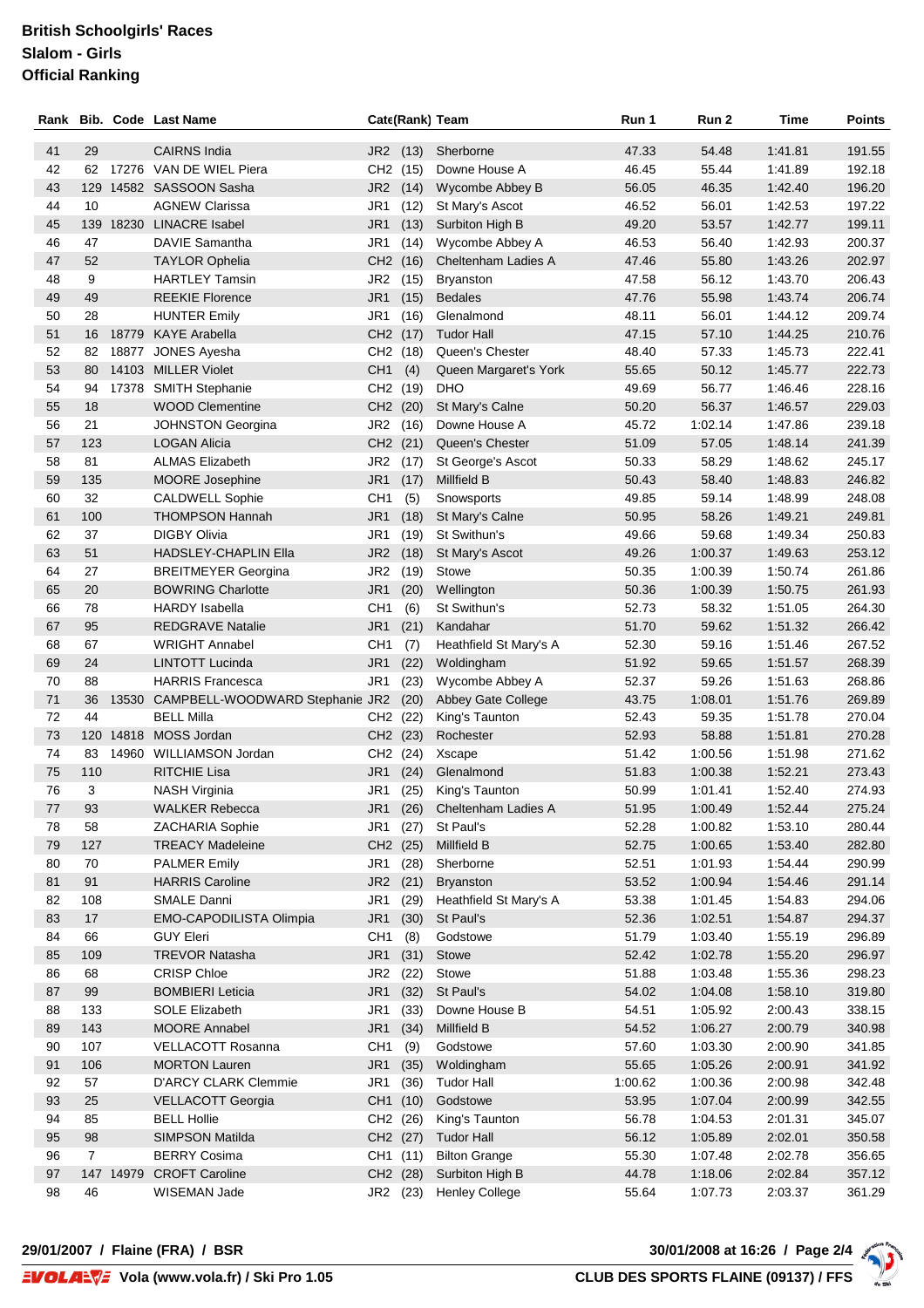# British Schoolgirls' Races
## Slalom - Girls
## Official Ranking

| Rank | Bib. | Code | Last Name | Cate(Rank) | Team | Run 1 | Run 2 | Time | Points |
|---|---|---|---|---|---|---|---|---|---|
| 41 | 29 | | CAIRNS India | JR2 (13) | Sherborne | 47.33 | 54.48 | 1:41.81 | 191.55 |
| 42 | 62 | 17276 | VAN DE WIEL Piera | CH2 (15) | Downe House A | 46.45 | 55.44 | 1:41.89 | 192.18 |
| 43 | 129 | 14582 | SASSOON Sasha | JR2 (14) | Wycombe Abbey B | 56.05 | 46.35 | 1:42.40 | 196.20 |
| 44 | 10 | | AGNEW Clarissa | JR1 (12) | St Mary's Ascot | 46.52 | 56.01 | 1:42.53 | 197.22 |
| 45 | 139 | 18230 | LINACRE Isabel | JR1 (13) | Surbiton High B | 49.20 | 53.57 | 1:42.77 | 199.11 |
| 46 | 47 | | DAVIE Samantha | JR1 (14) | Wycombe Abbey A | 46.53 | 56.40 | 1:42.93 | 200.37 |
| 47 | 52 | | TAYLOR Ophelia | CH2 (16) | Cheltenham Ladies A | 47.46 | 55.80 | 1:43.26 | 202.97 |
| 48 | 9 | | HARTLEY Tamsin | JR2 (15) | Bryanston | 47.58 | 56.12 | 1:43.70 | 206.43 |
| 49 | 49 | | REEKIE Florence | JR1 (15) | Bedales | 47.76 | 55.98 | 1:43.74 | 206.74 |
| 50 | 28 | | HUNTER Emily | JR1 (16) | Glenalmond | 48.11 | 56.01 | 1:44.12 | 209.74 |
| 51 | 16 | 18779 | KAYE Arabella | CH2 (17) | Tudor Hall | 47.15 | 57.10 | 1:44.25 | 210.76 |
| 52 | 82 | 18877 | JONES Ayesha | CH2 (18) | Queen's Chester | 48.40 | 57.33 | 1:45.73 | 222.41 |
| 53 | 80 | 14103 | MILLER Violet | CH1 (4) | Queen Margaret's York | 55.65 | 50.12 | 1:45.77 | 222.73 |
| 54 | 94 | 17378 | SMITH Stephanie | CH2 (19) | DHO | 49.69 | 56.77 | 1:46.46 | 228.16 |
| 55 | 18 | | WOOD Clementine | CH2 (20) | St Mary's Calne | 50.20 | 56.37 | 1:46.57 | 229.03 |
| 56 | 21 | | JOHNSTON Georgina | JR2 (16) | Downe House A | 45.72 | 1:02.14 | 1:47.86 | 239.18 |
| 57 | 123 | | LOGAN Alicia | CH2 (21) | Queen's Chester | 51.09 | 57.05 | 1:48.14 | 241.39 |
| 58 | 81 | | ALMAS Elizabeth | JR2 (17) | St George's Ascot | 50.33 | 58.29 | 1:48.62 | 245.17 |
| 59 | 135 | | MOORE Josephine | JR1 (17) | Millfield B | 50.43 | 58.40 | 1:48.83 | 246.82 |
| 60 | 32 | | CALDWELL Sophie | CH1 (5) | Snowsports | 49.85 | 59.14 | 1:48.99 | 248.08 |
| 61 | 100 | | THOMPSON Hannah | JR1 (18) | St Mary's Calne | 50.95 | 58.26 | 1:49.21 | 249.81 |
| 62 | 37 | | DIGBY Olivia | JR1 (19) | St Swithun's | 49.66 | 59.68 | 1:49.34 | 250.83 |
| 63 | 51 | | HADSLEY-CHAPLIN Ella | JR2 (18) | St Mary's Ascot | 49.26 | 1:00.37 | 1:49.63 | 253.12 |
| 64 | 27 | | BREITMEYER Georgina | JR2 (19) | Stowe | 50.35 | 1:00.39 | 1:50.74 | 261.86 |
| 65 | 20 | | BOWRING Charlotte | JR1 (20) | Wellington | 50.36 | 1:00.39 | 1:50.75 | 261.93 |
| 66 | 78 | | HARDY Isabella | CH1 (6) | St Swithun's | 52.73 | 58.32 | 1:51.05 | 264.30 |
| 67 | 95 | | REDGRAVE Natalie | JR1 (21) | Kandahar | 51.70 | 59.62 | 1:51.32 | 266.42 |
| 68 | 67 | | WRIGHT Annabel | CH1 (7) | Heathfield St Mary's A | 52.30 | 59.16 | 1:51.46 | 267.52 |
| 69 | 24 | | LINTOTT Lucinda | JR1 (22) | Woldingham | 51.92 | 59.65 | 1:51.57 | 268.39 |
| 70 | 88 | | HARRIS Francesca | JR1 (23) | Wycombe Abbey A | 52.37 | 59.26 | 1:51.63 | 268.86 |
| 71 | 36 | 13530 | CAMPBELL-WOODWARD Stephanie | JR2 (20) | Abbey Gate College | 43.75 | 1:08.01 | 1:51.76 | 269.89 |
| 72 | 44 | | BELL Milla | CH2 (22) | King's Taunton | 52.43 | 59.35 | 1:51.78 | 270.04 |
| 73 | 120 | 14818 | MOSS Jordan | CH2 (23) | Rochester | 52.93 | 58.88 | 1:51.81 | 270.28 |
| 74 | 83 | 14960 | WILLIAMSON Jordan | CH2 (24) | Xscape | 51.42 | 1:00.56 | 1:51.98 | 271.62 |
| 75 | 110 | | RITCHIE Lisa | JR1 (24) | Glenalmond | 51.83 | 1:00.38 | 1:52.21 | 273.43 |
| 76 | 3 | | NASH Virginia | JR1 (25) | King's Taunton | 50.99 | 1:01.41 | 1:52.40 | 274.93 |
| 77 | 93 | | WALKER Rebecca | JR1 (26) | Cheltenham Ladies A | 51.95 | 1:00.49 | 1:52.44 | 275.24 |
| 78 | 58 | | ZACHARIA Sophie | JR1 (27) | St Paul's | 52.28 | 1:00.82 | 1:53.10 | 280.44 |
| 79 | 127 | | TREACY Madeleine | CH2 (25) | Millfield B | 52.75 | 1:00.65 | 1:53.40 | 282.80 |
| 80 | 70 | | PALMER Emily | JR1 (28) | Sherborne | 52.51 | 1:01.93 | 1:54.44 | 290.99 |
| 81 | 91 | | HARRIS Caroline | JR2 (21) | Bryanston | 53.52 | 1:00.94 | 1:54.46 | 291.14 |
| 82 | 108 | | SMALE Danni | JR1 (29) | Heathfield St Mary's A | 53.38 | 1:01.45 | 1:54.83 | 294.06 |
| 83 | 17 | | EMO-CAPODILISTA Olimpia | JR1 (30) | St Paul's | 52.36 | 1:02.51 | 1:54.87 | 294.37 |
| 84 | 66 | | GUY Eleri | CH1 (8) | Godstowe | 51.79 | 1:03.40 | 1:55.19 | 296.89 |
| 85 | 109 | | TREVOR Natasha | JR1 (31) | Stowe | 52.42 | 1:02.78 | 1:55.20 | 296.97 |
| 86 | 68 | | CRISP Chloe | JR2 (22) | Stowe | 51.88 | 1:03.48 | 1:55.36 | 298.23 |
| 87 | 99 | | BOMBIERI Leticia | JR1 (32) | St Paul's | 54.02 | 1:04.08 | 1:58.10 | 319.80 |
| 88 | 133 | | SOLE Elizabeth | JR1 (33) | Downe House B | 54.51 | 1:05.92 | 2:00.43 | 338.15 |
| 89 | 143 | | MOORE Annabel | JR1 (34) | Millfield B | 54.52 | 1:06.27 | 2:00.79 | 340.98 |
| 90 | 107 | | VELLACOTT Rosanna | CH1 (9) | Godstowe | 57.60 | 1:03.30 | 2:00.90 | 341.85 |
| 91 | 106 | | MORTON Lauren | JR1 (35) | Woldingham | 55.65 | 1:05.26 | 2:00.91 | 341.92 |
| 92 | 57 | | D'ARCY CLARK Clemmie | JR1 (36) | Tudor Hall | 1:00.62 | 1:00.36 | 2:00.98 | 342.48 |
| 93 | 25 | | VELLACOTT Georgia | CH1 (10) | Godstowe | 53.95 | 1:07.04 | 2:00.99 | 342.55 |
| 94 | 85 | | BELL Hollie | CH2 (26) | King's Taunton | 56.78 | 1:04.53 | 2:01.31 | 345.07 |
| 95 | 98 | | SIMPSON Matilda | CH2 (27) | Tudor Hall | 56.12 | 1:05.89 | 2:02.01 | 350.58 |
| 96 | 7 | | BERRY Cosima | CH1 (11) | Bilton Grange | 55.30 | 1:07.48 | 2:02.78 | 356.65 |
| 97 | 147 | 14979 | CROFT Caroline | CH2 (28) | Surbiton High B | 44.78 | 1:18.06 | 2:02.84 | 357.12 |
| 98 | 46 | | WISEMAN Jade | JR2 (23) | Henley College | 55.64 | 1:07.73 | 2:03.37 | 361.29 |

29/01/2007 / Flaine (FRA) / BSR

30/01/2008 at 16:26

Vola (www.vola.fr) / Ski Pro 1.05

CLUB DES SPORTS FLAINE (09137) / FFS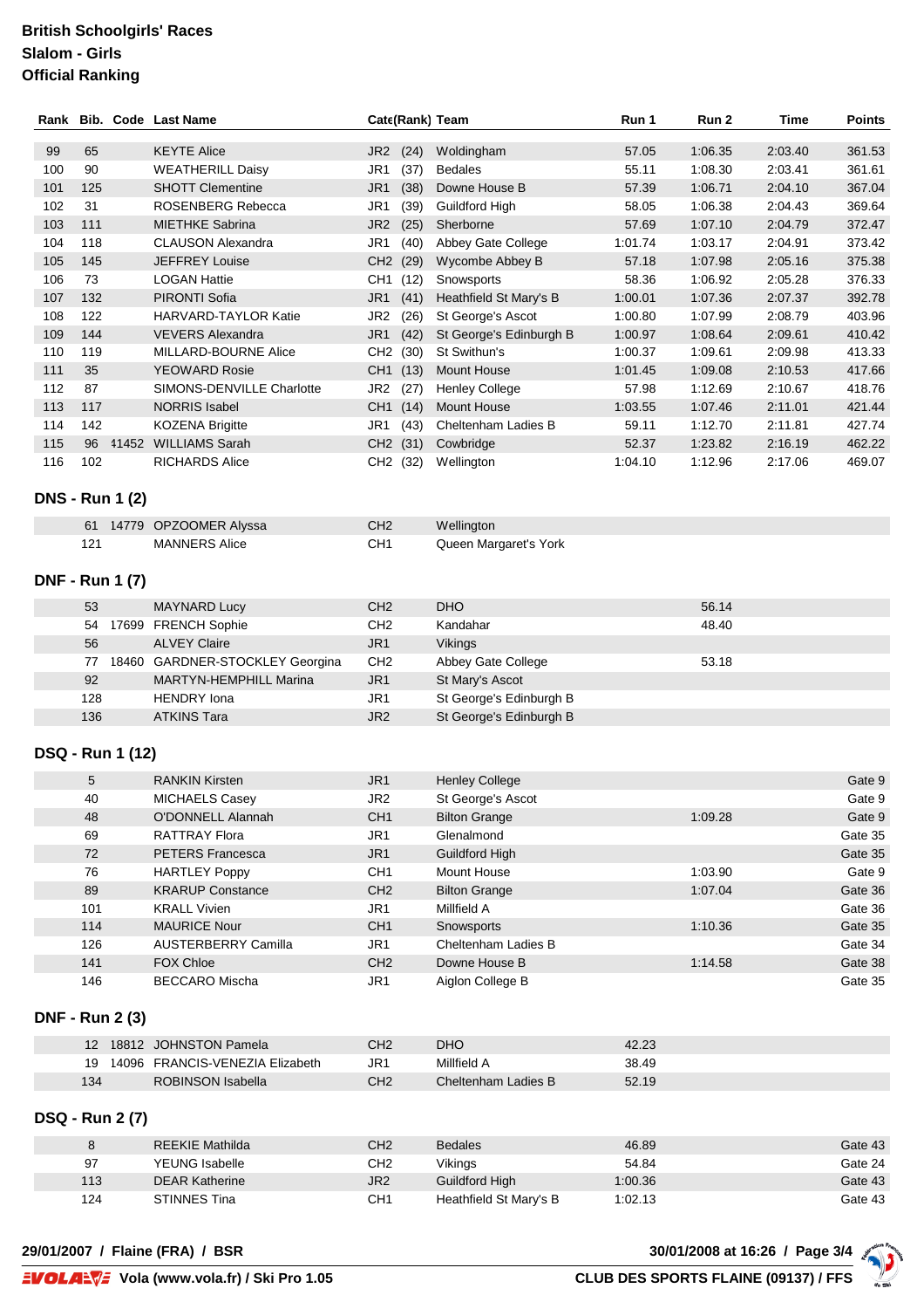**British Schoolgirls' Races**
**Slalom - Girls**
**Official Ranking**

| Rank | Bib. | Code | Last Name | Cate(Rank) | Team | Run 1 | Run 2 | Time | Points |
|---|---|---|---|---|---|---|---|---|---|
| 99 | 65 | | KEYTE Alice | JR2 (24) | Woldingham | 57.05 | 1:06.35 | 2:03.40 | 361.53 |
| 100 | 90 | | WEATHERILL Daisy | JR1 (37) | Bedales | 55.11 | 1:08.30 | 2:03.41 | 361.61 |
| 101 | 125 | | SHOTT Clementine | JR1 (38) | Downe House B | 57.39 | 1:06.71 | 2:04.10 | 367.04 |
| 102 | 31 | | ROSENBERG Rebecca | JR1 (39) | Guildford High | 58.05 | 1:06.38 | 2:04.43 | 369.64 |
| 103 | 111 | | MIETHKE Sabrina | JR2 (25) | Sherborne | 57.69 | 1:07.10 | 2:04.79 | 372.47 |
| 104 | 118 | | CLAUSON Alexandra | JR1 (40) | Abbey Gate College | 1:01.74 | 1:03.17 | 2:04.91 | 373.42 |
| 105 | 145 | | JEFFREY Louise | CH2 (29) | Wycombe Abbey B | 57.18 | 1:07.98 | 2:05.16 | 375.38 |
| 106 | 73 | | LOGAN Hattie | CH1 (12) | Snowsports | 58.36 | 1:06.92 | 2:05.28 | 376.33 |
| 107 | 132 | | PIRONTI Sofia | JR1 (41) | Heathfield St Mary's B | 1:00.01 | 1:07.36 | 2:07.37 | 392.78 |
| 108 | 122 | | HARVARD-TAYLOR Katie | JR2 (26) | St George's Ascot | 1:00.80 | 1:07.99 | 2:08.79 | 403.96 |
| 109 | 144 | | VEVERS Alexandra | JR1 (42) | St George's Edinburgh B | 1:00.97 | 1:08.64 | 2:09.61 | 410.42 |
| 110 | 119 | | MILLARD-BOURNE Alice | CH2 (30) | St Swithun's | 1:00.37 | 1:09.61 | 2:09.98 | 413.33 |
| 111 | 35 | | YEOWARD Rosie | CH1 (13) | Mount House | 1:01.45 | 1:09.08 | 2:10.53 | 417.66 |
| 112 | 87 | | SIMONS-DENVILLE Charlotte | JR2 (27) | Henley College | 57.98 | 1:12.69 | 2:10.67 | 418.76 |
| 113 | 117 | | NORRIS Isabel | CH1 (14) | Mount House | 1:03.55 | 1:07.46 | 2:11.01 | 421.44 |
| 114 | 142 | | KOZENA Brigitte | JR1 (43) | Cheltenham Ladies B | 59.11 | 1:12.70 | 2:11.81 | 427.74 |
| 115 | 96 | 41452 | WILLIAMS Sarah | CH2 (31) | Cowbridge | 52.37 | 1:23.82 | 2:16.19 | 462.22 |
| 116 | 102 | | RICHARDS Alice | CH2 (32) | Wellington | 1:04.10 | 1:12.96 | 2:17.06 | 469.07 |

## DNS - Run 1 (2)

| Bib. | Code | Last Name | Cate | Team |
|---|---|---|---|---|
| 61 | 14779 | OPZOOMER Alyssa | CH2 | Wellington |
| 121 | | MANNERS Alice | CH1 | Queen Margaret's York |

## DNF - Run 1 (7)

| Bib. | Code | Last Name | Cate | Team | Run 2 |
|---|---|---|---|---|---|
| 53 | | MAYNARD Lucy | CH2 | DHO | 56.14 |
| 54 | 17699 | FRENCH Sophie | CH2 | Kandahar | 48.40 |
| 56 | | ALVEY Claire | JR1 | Vikings | |
| 77 | 18460 | GARDNER-STOCKLEY Georgina | CH2 | Abbey Gate College | 53.18 |
| 92 | | MARTYN-HEMPHILL Marina | JR1 | St Mary's Ascot | |
| 128 | | HENDRY Iona | JR1 | St George's Edinburgh B | |
| 136 | | ATKINS Tara | JR2 | St George's Edinburgh B | |

## DSQ - Run 1 (12)

| Bib. | Last Name | Cate | Team | Run 2 | Gate |
|---|---|---|---|---|---|
| 5 | RANKIN Kirsten | JR1 | Henley College | | Gate 9 |
| 40 | MICHAELS Casey | JR2 | St George's Ascot | | Gate 9 |
| 48 | O'DONNELL Alannah | CH1 | Bilton Grange | 1:09.28 | Gate 9 |
| 69 | RATTRAY Flora | JR1 | Glenalmond | | Gate 35 |
| 72 | PETERS Francesca | JR1 | Guildford High | | Gate 35 |
| 76 | HARTLEY Poppy | CH1 | Mount House | 1:03.90 | Gate 9 |
| 89 | KRARUP Constance | CH2 | Bilton Grange | 1:07.04 | Gate 36 |
| 101 | KRALL Vivien | JR1 | Millfield A | | Gate 36 |
| 114 | MAURICE Nour | CH1 | Snowsports | 1:10.36 | Gate 35 |
| 126 | AUSTERBERRY Camilla | JR1 | Cheltenham Ladies B | | Gate 34 |
| 141 | FOX Chloe | CH2 | Downe House B | 1:14.58 | Gate 38 |
| 146 | BECCARO Mischa | JR1 | Aiglon College B | | Gate 35 |

## DNF - Run 2 (3)

| Bib. | Code | Last Name | Cate | Team | Run 1 |
|---|---|---|---|---|---|
| 12 | 18812 | JOHNSTON Pamela | CH2 | DHO | 42.23 |
| 19 | 14096 | FRANCIS-VENEZIA Elizabeth | JR1 | Millfield A | 38.49 |
| 134 | | ROBINSON Isabella | CH2 | Cheltenham Ladies B | 52.19 |

## DSQ - Run 2 (7)

| Bib. | Last Name | Cate | Team | Run 1 | Gate |
|---|---|---|---|---|---|
| 8 | REEKIE Mathilda | CH2 | Bedales | 46.89 | Gate 43 |
| 97 | YEUNG Isabelle | CH2 | Vikings | 54.84 | Gate 24 |
| 113 | DEAR Katherine | JR2 | Guildford High | 1:00.36 | Gate 43 |
| 124 | STINNES Tina | CH1 | Heathfield St Mary's B | 1:02.13 | Gate 43 |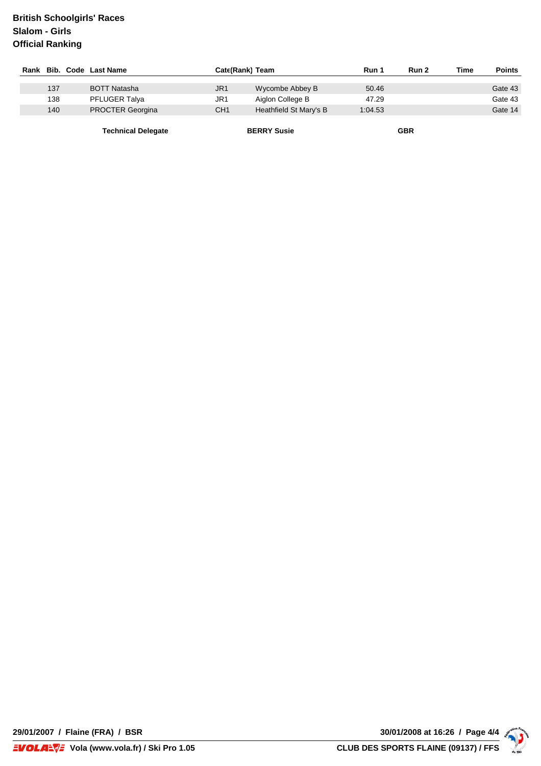**British Schoolgirls' Races**
**Slalom - Girls**
**Official Ranking**

| Rank | Bib. | Code | Last Name | Cate(Rank) | Team | Run 1 | Run 2 | Time | Points |
|---|---|---|---|---|---|---|---|---|---|
| | 137 | | BOTT Natasha | JR1 | Wycombe Abbey B | 50.46 | | | Gate 43 |
| | 138 | | PFLUGER Talya | JR1 | Aiglon College B | 47.29 | | | Gate 43 |
| | 140 | | PROCTER Georgina | CH1 | Heathfield St Mary's B | 1:04.53 | | | Gate 14 |

**Technical Delegate** **BERRY Susie** **GBR**

**29/01/2007 / Flaine (FRA) / BSR**

**30/01/2008 at 16:26**

**Vola (www.vola.fr) / Ski Pro 1.05**

**CLUB DES SPORTS FLAINE (09137) / FFS**